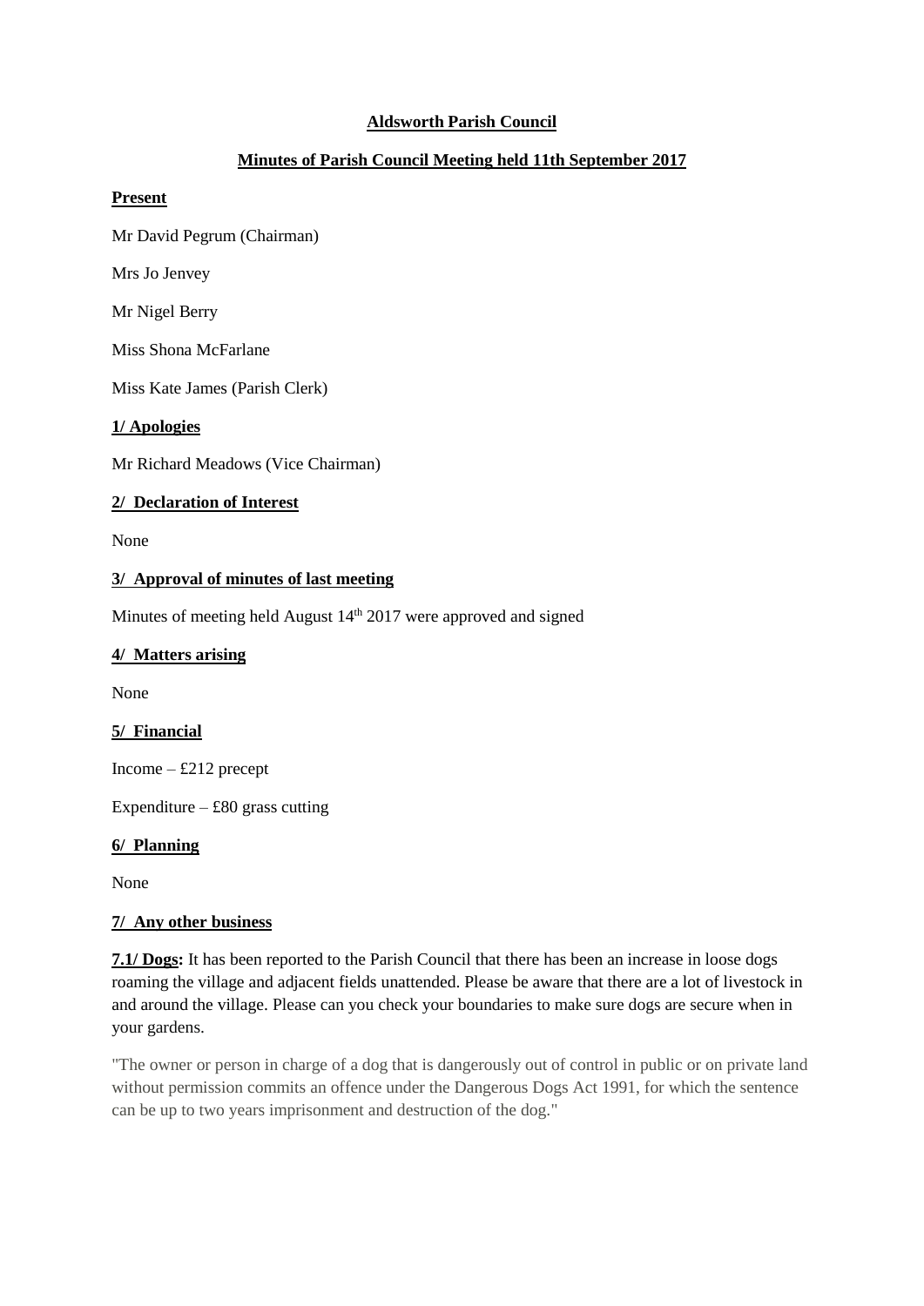# Aldsworth Parish Council

## Minutes of Parish Council Meeting held 11th September 2017

### Present

Mr David Pegrum (Chairman)

Mrs Jo Jenvey

Mr Nigel Berry

Miss Shona McFarlane

Miss Kate James (Parish Clerk)

### 1/ Apologies

Mr Richard Meadows (Vice Chairman)

### 2/ Declaration of Interest

None

### 3/ Approval of minutes of last meeting

Minutes of meeting held August 14th 2017 were approved and signed

### 4/ Matters arising

None

### 5/ Financial

Income – £212 precept

Expenditure – £80 grass cutting

### 6/ Planning

None

### 7/ Any other business

**7.1/ Dogs:** It has been reported to the Parish Council that there has been an increase in loose dogs roaming the village and adjacent fields unattended. Please be aware that there are a lot of livestock in and around the village. Please can you check your boundaries to make sure dogs are secure when in your gardens.

"The owner or person in charge of a dog that is dangerously out of control in public or on private land without permission commits an offence under the Dangerous Dogs Act 1991, for which the sentence can be up to two years imprisonment and destruction of the dog."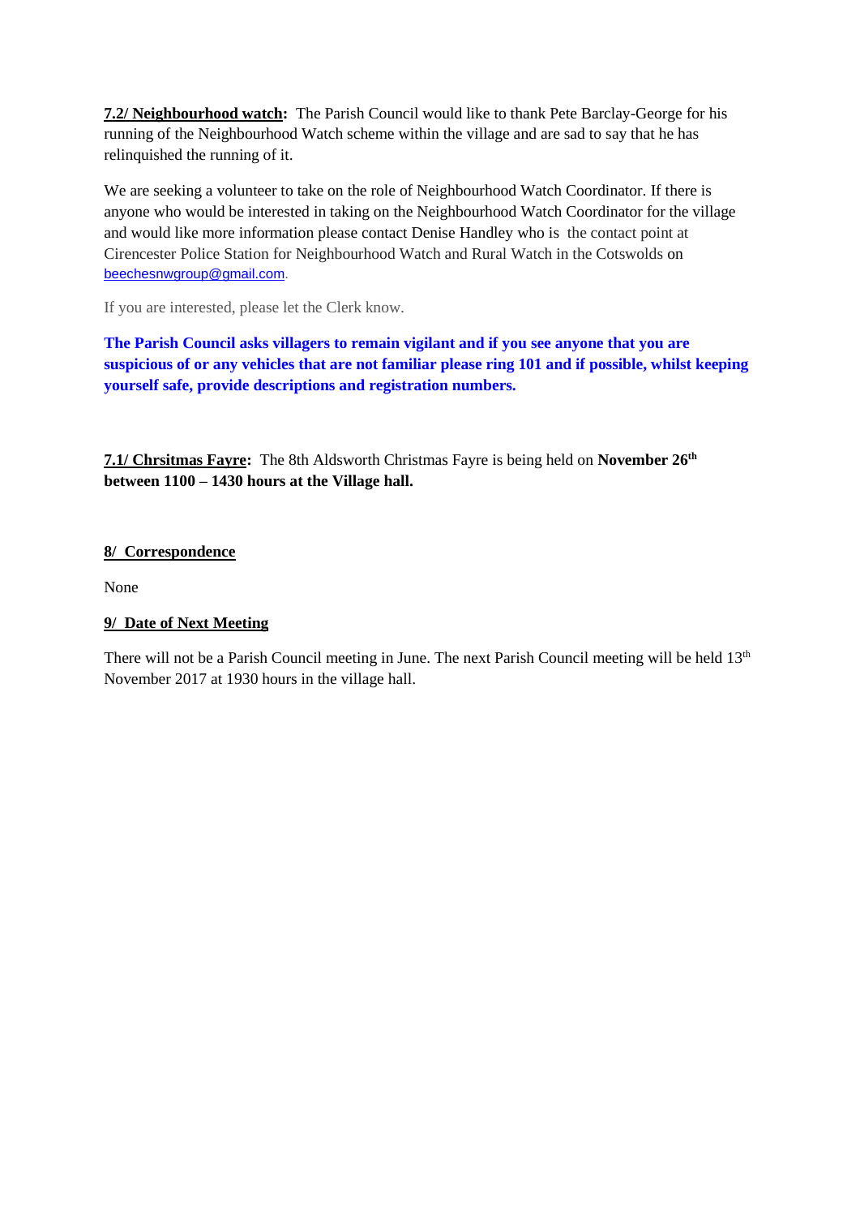**7.2/ Neighbourhood watch:** The Parish Council would like to thank Pete Barclay-George for his running of the Neighbourhood Watch scheme within the village and are sad to say that he has relinquished the running of it.

We are seeking a volunteer to take on the role of Neighbourhood Watch Coordinator. If there is anyone who would be interested in taking on the Neighbourhood Watch Coordinator for the village and would like more information please contact Denise Handley who is the contact point at Cirencester Police Station for Neighbourhood Watch and Rural Watch in the Cotswolds on beechesnwgroup@gmail.com.

If you are interested, please let the Clerk know.

**The Parish Council asks villagers to remain vigilant and if you see anyone that you are suspicious of or any vehicles that are not familiar please ring 101 and if possible, whilst keeping yourself safe, provide descriptions and registration numbers.**

**7.1/ Chrsitmas Fayre:** The 8th Aldsworth Christmas Fayre is being held on **November 26th between 1100 – 1430 hours at the Village hall.**

**8/ Correspondence**

None

**9/ Date of Next Meeting**

There will not be a Parish Council meeting in June. The next Parish Council meeting will be held 13th November 2017 at 1930 hours in the village hall.